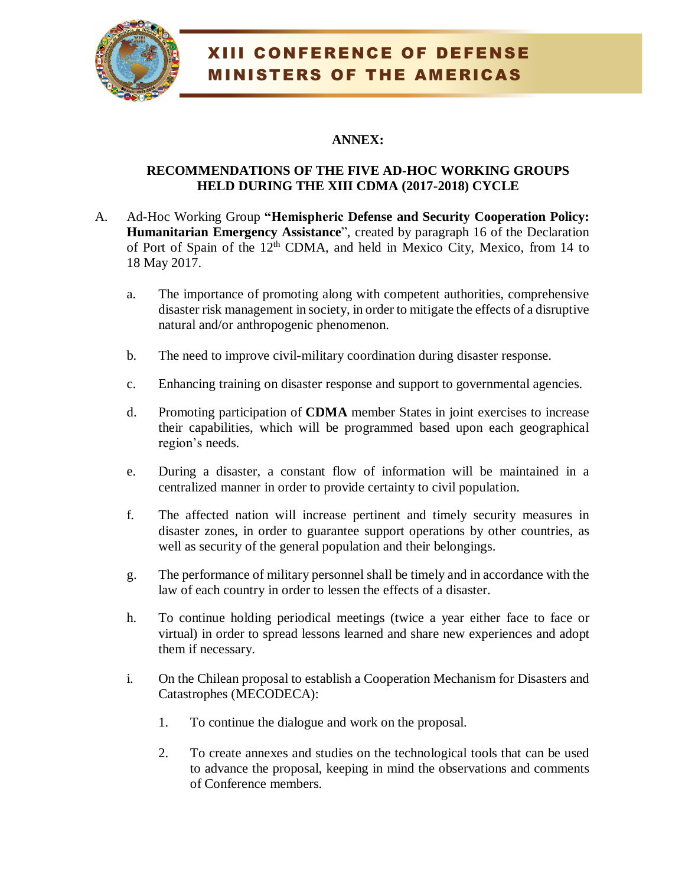# XIII CONFERENCE OF DEFENSE MINISTERS OF THE AMERICAS

## ANNEX:

## RECOMMENDATIONS OF THE FIVE AD-HOC WORKING GROUPS HELD DURING THE XIII CDMA (2017-2018) CYCLE

A. Ad-Hoc Working Group **"Hemispheric Defense and Security Cooperation Policy: Humanitarian Emergency Assistance**", created by paragraph 16 of the Declaration of Port of Spain of the 12$^{th}$ CDMA, and held in Mexico City, Mexico, from 14 to 18 May 2017.

   a. The importance of promoting along with competent authorities, comprehensive disaster risk management in society, in order to mitigate the effects of a disruptive natural and/or anthropogenic phenomenon.

   b. The need to improve civil-military coordination during disaster response.

   c. Enhancing training on disaster response and support to governmental agencies.

   d. Promoting participation of **CDMA** member States in joint exercises to increase their capabilities, which will be programmed based upon each geographical region's needs.

   e. During a disaster, a constant flow of information will be maintained in a centralized manner in order to provide certainty to civil population.

   f. The affected nation will increase pertinent and timely security measures in disaster zones, in order to guarantee support operations by other countries, as well as security of the general population and their belongings.

   g. The performance of military personnel shall be timely and in accordance with the law of each country in order to lessen the effects of a disaster.

   h. To continue holding periodical meetings (twice a year either face to face or virtual) in order to spread lessons learned and share new experiences and adopt them if necessary.

   i. On the Chilean proposal to establish a Cooperation Mechanism for Disasters and Catastrophes (MECODECA):

      1. To continue the dialogue and work on the proposal.

      2. To create annexes and studies on the technological tools that can be used to advance the proposal, keeping in mind the observations and comments of Conference members.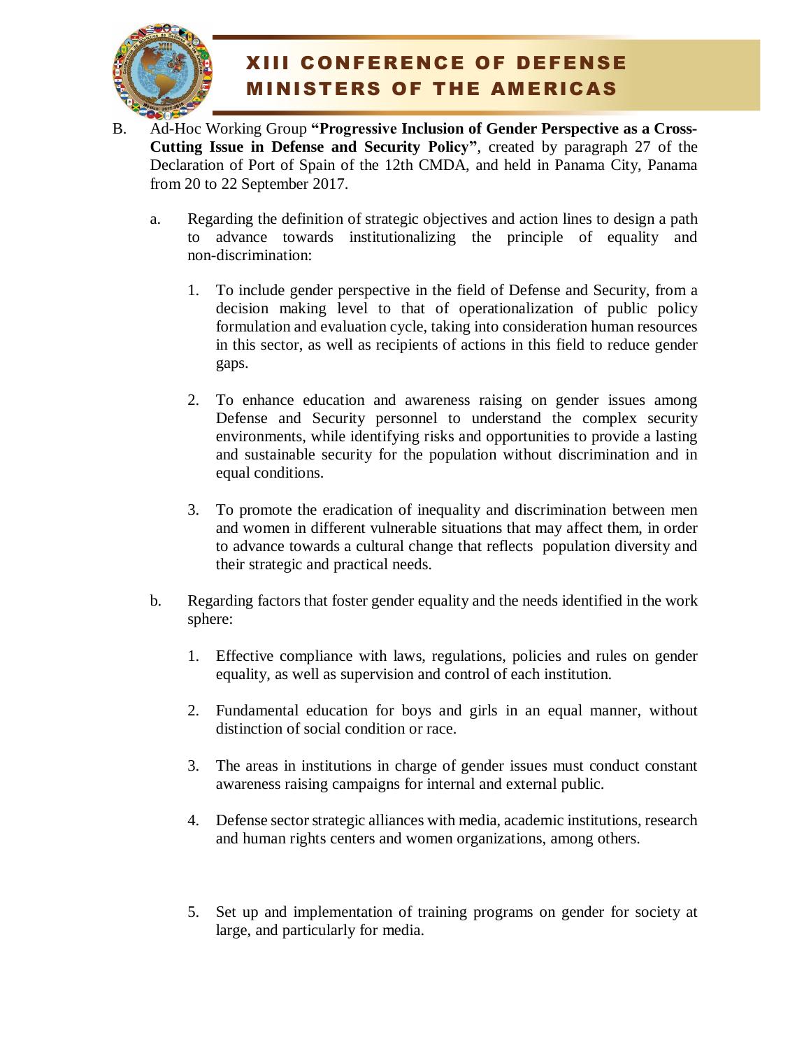B. Ad-Hoc Working Group **"Progressive Inclusion of Gender Perspective as a Cross-Cutting Issue in Defense and Security Policy"**, created by paragraph 27 of the Declaration of Port of Spain of the 12th CMDA, and held in Panama City, Panama from 20 to 22 September 2017.

a. Regarding the definition of strategic objectives and action lines to design a path to advance towards institutionalizing the principle of equality and non-discrimination:

1. To include gender perspective in the field of Defense and Security, from a decision making level to that of operationalization of public policy formulation and evaluation cycle, taking into consideration human resources in this sector, as well as recipients of actions in this field to reduce gender gaps.

2. To enhance education and awareness raising on gender issues among Defense and Security personnel to understand the complex security environments, while identifying risks and opportunities to provide a lasting and sustainable security for the population without discrimination and in equal conditions.

3. To promote the eradication of inequality and discrimination between men and women in different vulnerable situations that may affect them, in order to advance towards a cultural change that reflects population diversity and their strategic and practical needs.

b. Regarding factors that foster gender equality and the needs identified in the work sphere:

1. Effective compliance with laws, regulations, policies and rules on gender equality, as well as supervision and control of each institution.

2. Fundamental education for boys and girls in an equal manner, without distinction of social condition or race.

3. The areas in institutions in charge of gender issues must conduct constant awareness raising campaigns for internal and external public.

4. Defense sector strategic alliances with media, academic institutions, research and human rights centers and women organizations, among others.

5. Set up and implementation of training programs on gender for society at large, and particularly for media.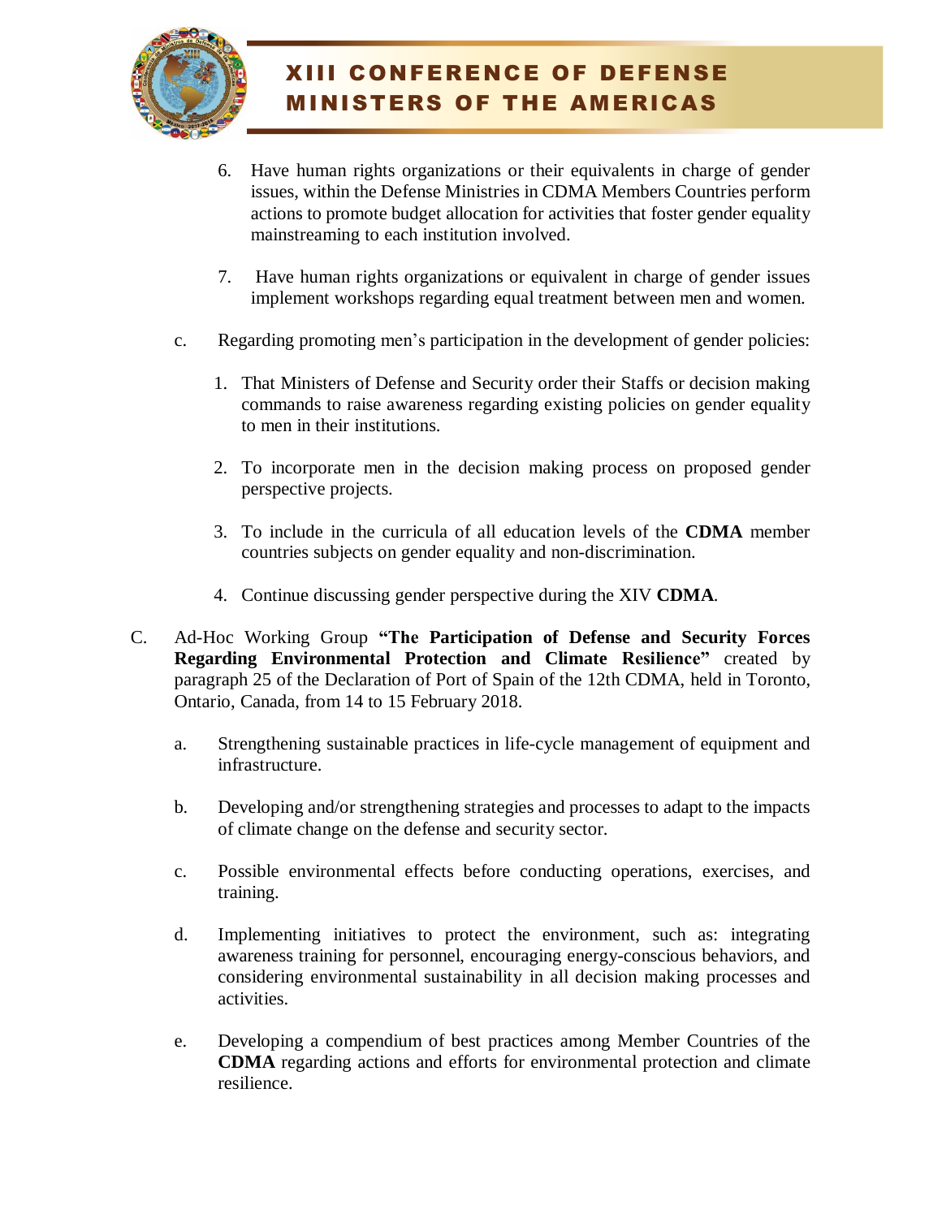6. Have human rights organizations or their equivalents in charge of gender issues, within the Defense Ministries in CDMA Members Countries perform actions to promote budget allocation for activities that foster gender equality mainstreaming to each institution involved.

7. Have human rights organizations or equivalent in charge of gender issues implement workshops regarding equal treatment between men and women.

c. Regarding promoting men's participation in the development of gender policies:

1. That Ministers of Defense and Security order their Staffs or decision making commands to raise awareness regarding existing policies on gender equality to men in their institutions.

2. To incorporate men in the decision making process on proposed gender perspective projects.

3. To include in the curricula of all education levels of the **CDMA** member countries subjects on gender equality and non-discrimination.

4. Continue discussing gender perspective during the XIV **CDMA**.

C. Ad-Hoc Working Group **"The Participation of Defense and Security Forces Regarding Environmental Protection and Climate Resilience"** created by paragraph 25 of the Declaration of Port of Spain of the 12th CDMA, held in Toronto, Ontario, Canada, from 14 to 15 February 2018.

a. Strengthening sustainable practices in life-cycle management of equipment and infrastructure.

b. Developing and/or strengthening strategies and processes to adapt to the impacts of climate change on the defense and security sector.

c. Possible environmental effects before conducting operations, exercises, and training.

d. Implementing initiatives to protect the environment, such as: integrating awareness training for personnel, encouraging energy-conscious behaviors, and considering environmental sustainability in all decision making processes and activities.

e. Developing a compendium of best practices among Member Countries of the **CDMA** regarding actions and efforts for environmental protection and climate resilience.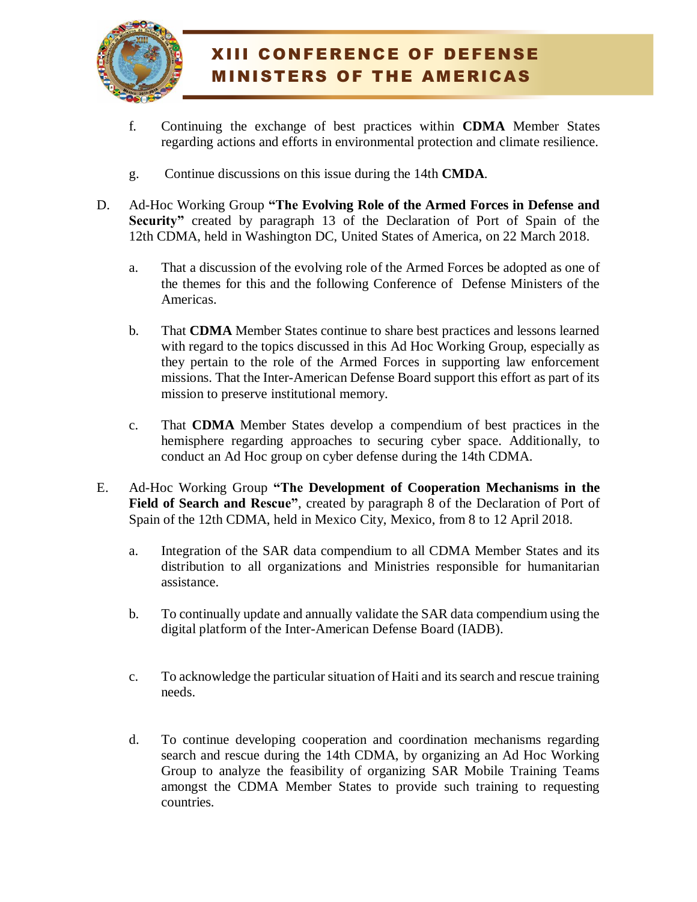f. Continuing the exchange of best practices within **CDMA** Member States regarding actions and efforts in environmental protection and climate resilience.

g. Continue discussions on this issue during the 14th **CMDA**.

D. Ad-Hoc Working Group **"The Evolving Role of the Armed Forces in Defense and Security"** created by paragraph 13 of the Declaration of Port of Spain of the 12th CDMA, held in Washington DC, United States of America, on 22 March 2018.

a. That a discussion of the evolving role of the Armed Forces be adopted as one of the themes for this and the following Conference of Defense Ministers of the Americas.

b. That **CDMA** Member States continue to share best practices and lessons learned with regard to the topics discussed in this Ad Hoc Working Group, especially as they pertain to the role of the Armed Forces in supporting law enforcement missions. That the Inter-American Defense Board support this effort as part of its mission to preserve institutional memory.

c. That **CDMA** Member States develop a compendium of best practices in the hemisphere regarding approaches to securing cyber space. Additionally, to conduct an Ad Hoc group on cyber defense during the 14th CDMA.

E. Ad-Hoc Working Group **"The Development of Cooperation Mechanisms in the Field of Search and Rescue"**, created by paragraph 8 of the Declaration of Port of Spain of the 12th CDMA, held in Mexico City, Mexico, from 8 to 12 April 2018.

a. Integration of the SAR data compendium to all CDMA Member States and its distribution to all organizations and Ministries responsible for humanitarian assistance.

b. To continually update and annually validate the SAR data compendium using the digital platform of the Inter-American Defense Board (IADB).

c. To acknowledge the particular situation of Haiti and its search and rescue training needs.

d. To continue developing cooperation and coordination mechanisms regarding search and rescue during the 14th CDMA, by organizing an Ad Hoc Working Group to analyze the feasibility of organizing SAR Mobile Training Teams amongst the CDMA Member States to provide such training to requesting countries.